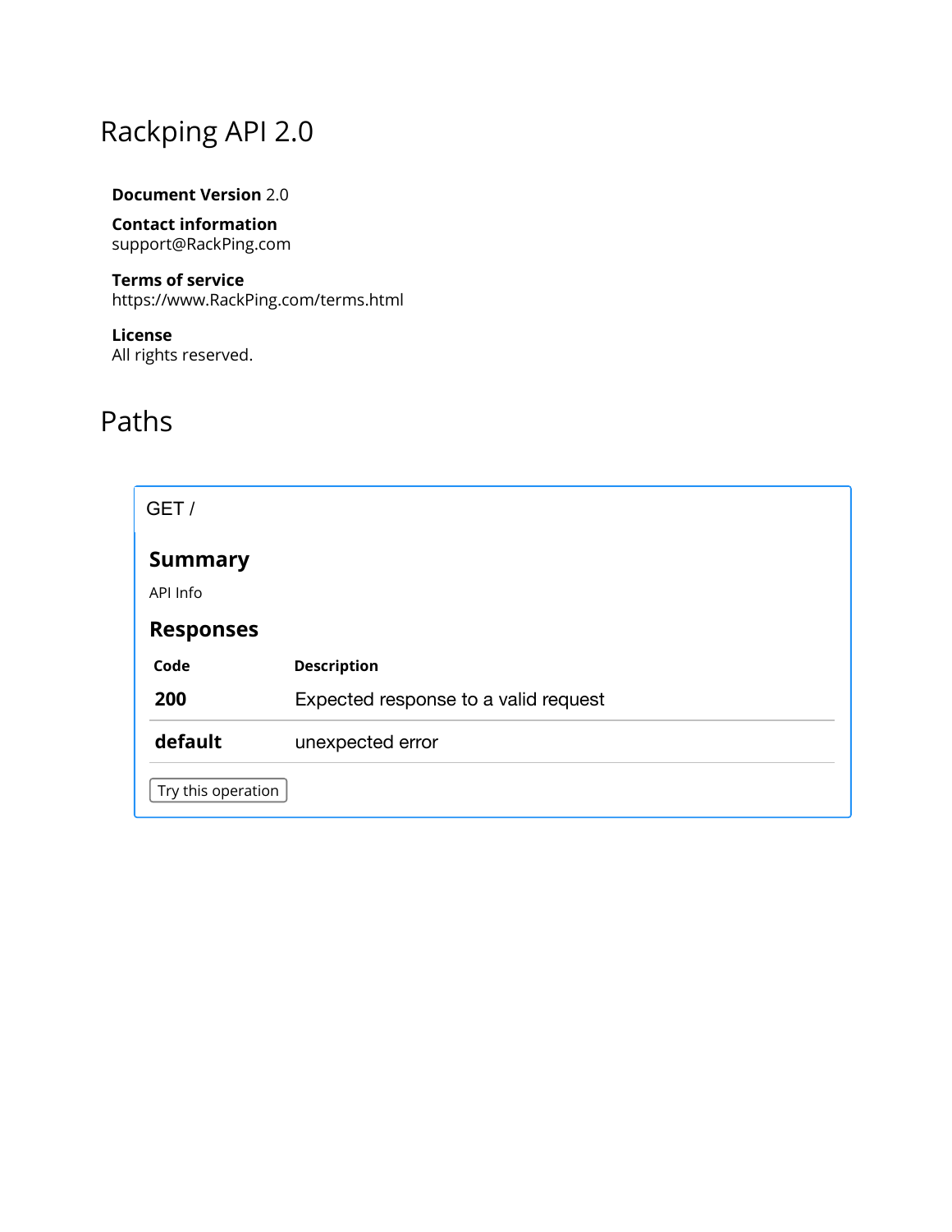# Rackping API 2.0

**Document Version** 2.0

**Contact information**
support@RackPing.com

**Terms of service**
https://www.RackPing.com/terms.html

**License**
All rights reserved.

# Paths

GET /

### Summary

API Info

### Responses

| Code | Description |
|---|---|
| **200** | Expected response to a valid request |
| **default** | unexpected error |

Try this operation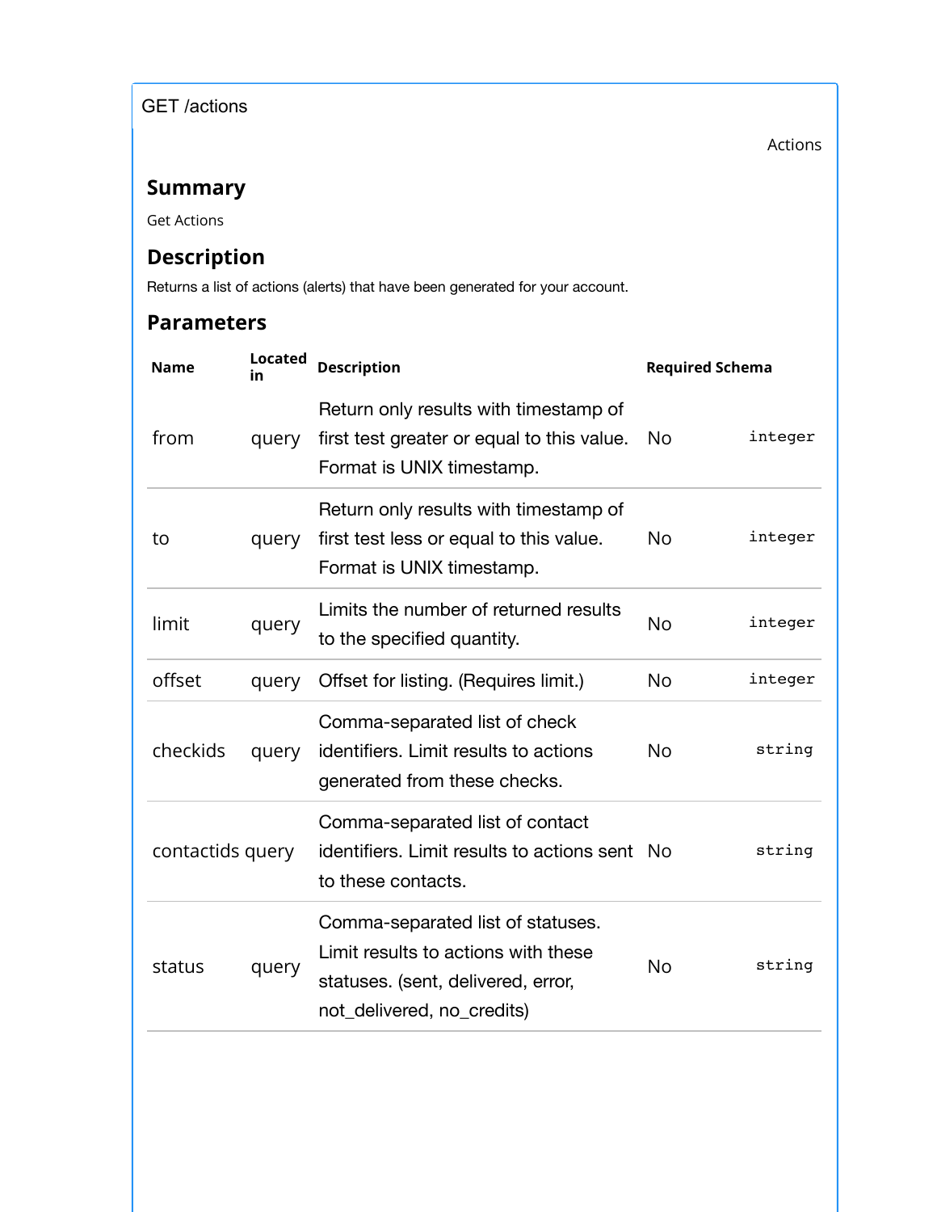GET /actions

Actions

## Summary

Get Actions

## Description

Returns a list of actions (alerts) that have been generated for your account.

## Parameters

| Name | Located in | Description | Required | Schema |
|---|---|---|---|---|
| from | query | Return only results with timestamp of first test greater or equal to this value. Format is UNIX timestamp. | No | integer |
| to | query | Return only results with timestamp of first test less or equal to this value. Format is UNIX timestamp. | No | integer |
| limit | query | Limits the number of returned results to the specified quantity. | No | integer |
| offset | query | Offset for listing. (Requires limit.) | No | integer |
| checkids | query | Comma-separated list of check identifiers. Limit results to actions generated from these checks. | No | string |
| contactids | query | Comma-separated list of contact identifiers. Limit results to actions sent to these contacts. | No | string |
| status | query | Comma-separated list of statuses. Limit results to actions with these statuses. (sent, delivered, error, not_delivered, no_credits) | No | string |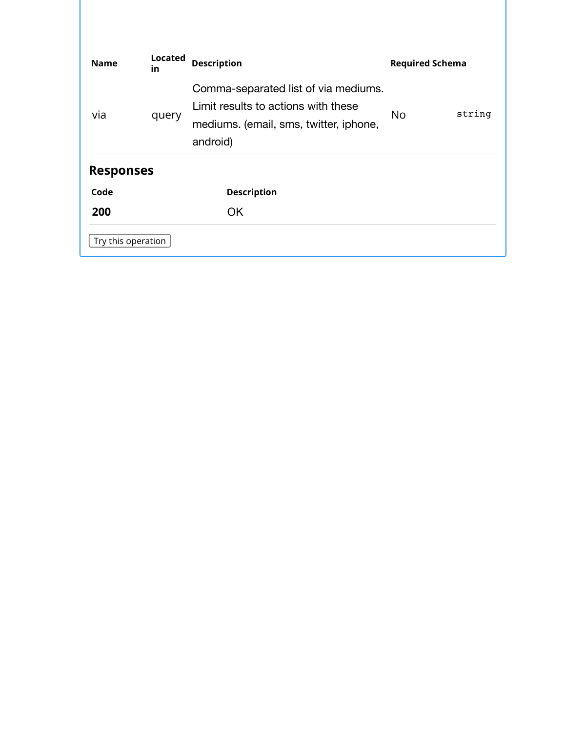| Name | Located in | Description | Required | Schema |
| --- | --- | --- | --- | --- |
| via | query | Comma-separated list of via mediums. Limit results to actions with these mediums. (email, sms, twitter, iphone, android) | No | string |

### Responses

| Code | Description |
| --- | --- |
| **200** | OK |

Try this operation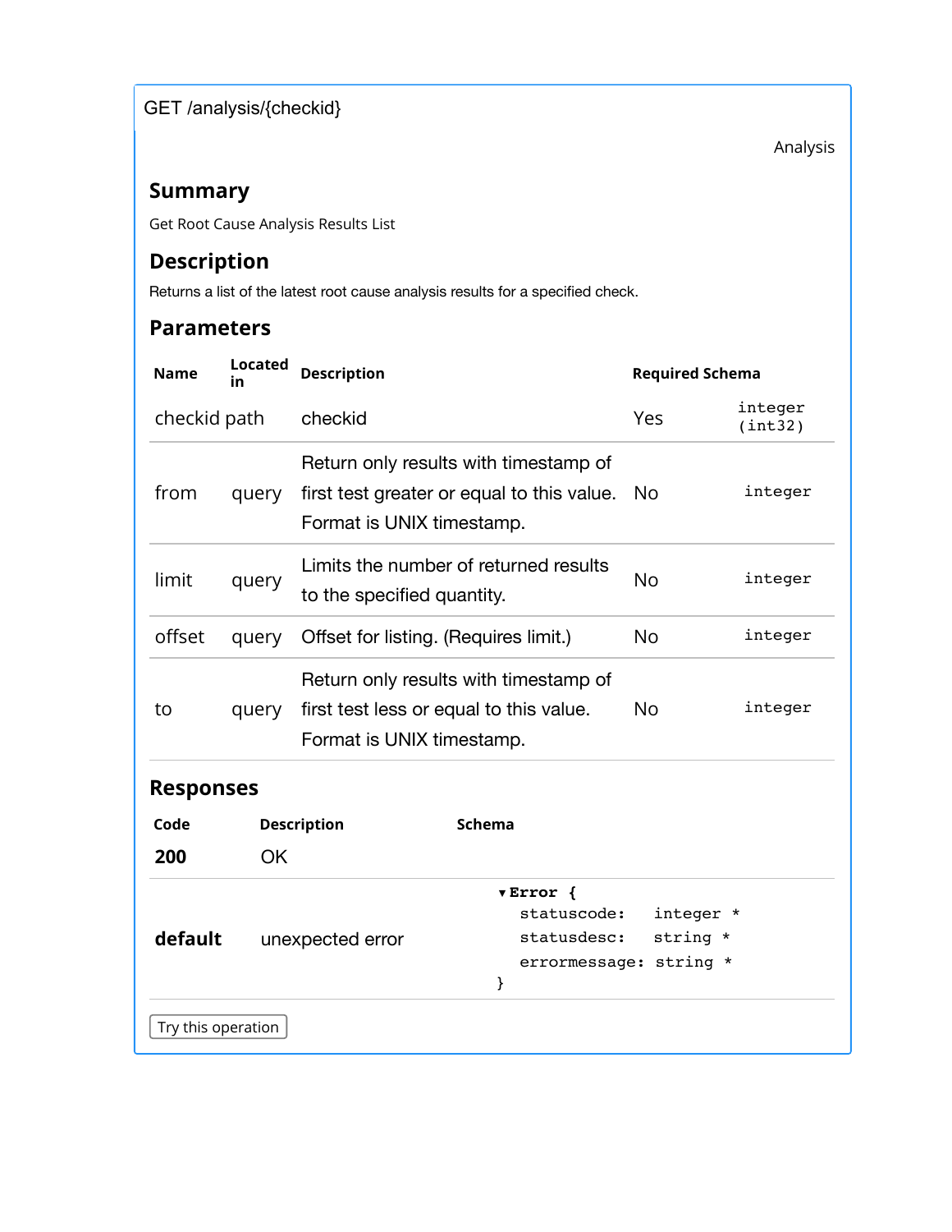GET /analysis/{checkid}

Analysis

## Summary

Get Root Cause Analysis Results List

## Description

Returns a list of the latest root cause analysis results for a specified check.

## Parameters

| Name | Located in | Description | Required | Schema |
|---|---|---|---|---|
| checkid | path | checkid | Yes | integer (int32) |
| from | query | Return only results with timestamp of first test greater or equal to this value. Format is UNIX timestamp. | No | integer |
| limit | query | Limits the number of returned results to the specified quantity. | No | integer |
| offset | query | Offset for listing. (Requires limit.) | No | integer |
| to | query | Return only results with timestamp of first test less or equal to this value. Format is UNIX timestamp. | No | integer |

## Responses

| Code | Description | Schema |
|---|---|---|
| **200** | OK | |
| **default** | unexpected error | ▾**Error** { statuscode: integer * statusdesc: string * errormessage: string * } |

```
▾Error {
   statuscode:   integer *
   statusdesc:   string *
   errormessage: string *
}
```

Try this operation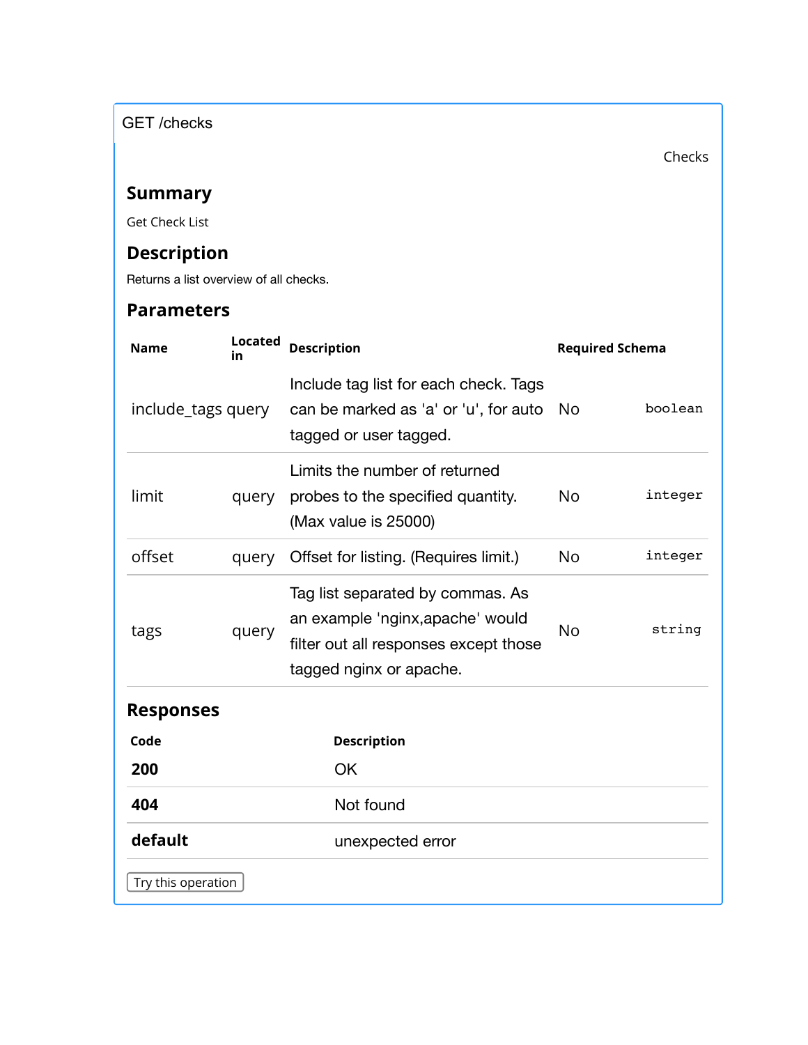GET /checks

Checks

## Summary

Get Check List

## Description

Returns a list overview of all checks.

## Parameters

| Name | Located in | Description | Required | Schema |
|---|---|---|---|---|
| include_tags | query | Include tag list for each check. Tags can be marked as 'a' or 'u', for auto tagged or user tagged. | No | boolean |
| limit | query | Limits the number of returned probes to the specified quantity. (Max value is 25000) | No | integer |
| offset | query | Offset for listing. (Requires limit.) | No | integer |
| tags | query | Tag list separated by commas. As an example 'nginx,apache' would filter out all responses except those tagged nginx or apache. | No | string |

## Responses

| Code | Description |
|---|---|
| **200** | OK |
| **404** | Not found |
| **default** | unexpected error |

Try this operation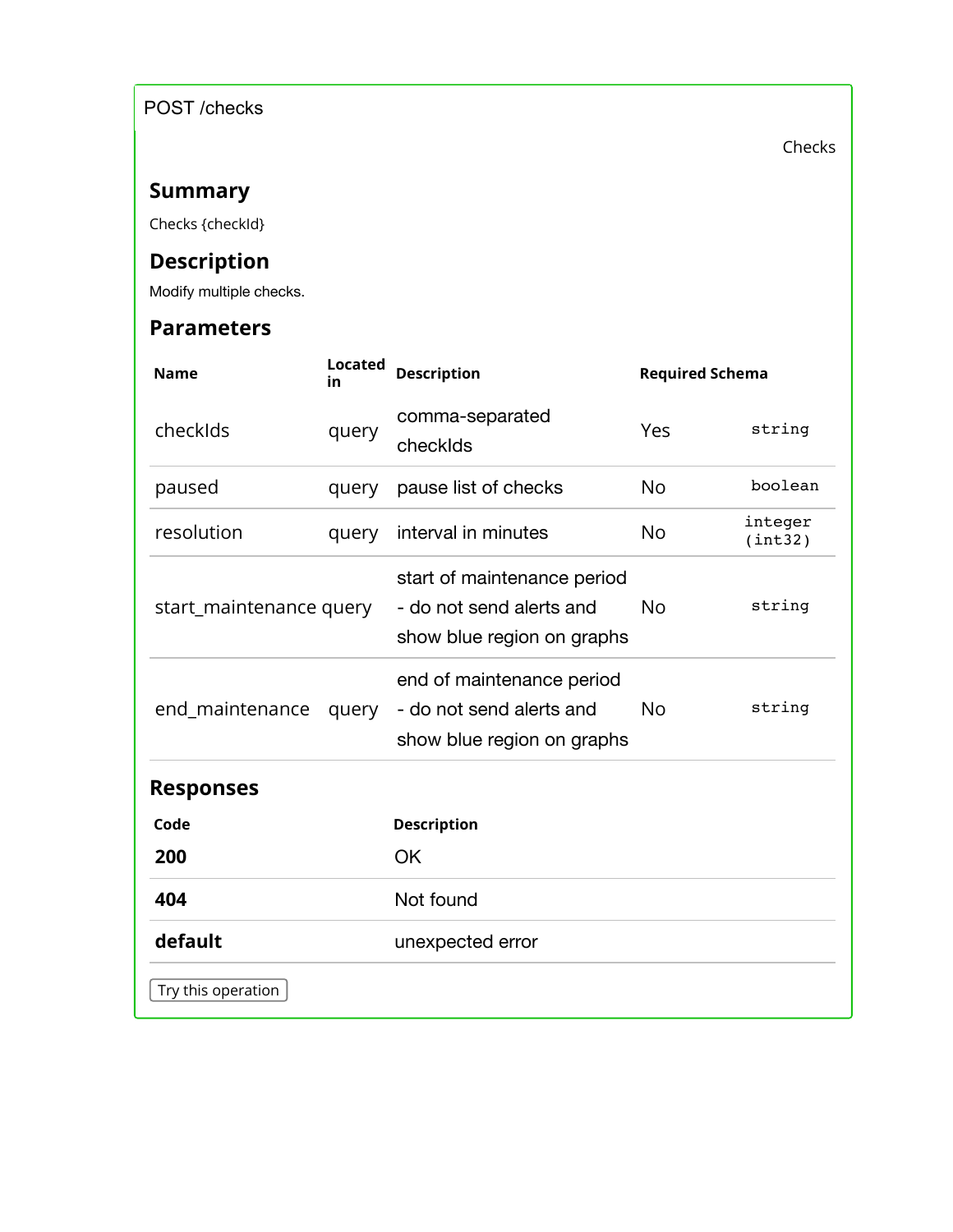POST /checks

Checks

### Summary

Checks {checkId}

### Description

Modify multiple checks.

### Parameters

| Name | Located in | Description | Required | Schema |
| --- | --- | --- | --- | --- |
| checkIds | query | comma-separated checkIds | Yes | string |
| paused | query | pause list of checks | No | boolean |
| resolution | query | interval in minutes | No | integer (int32) |
| start_maintenance | query | start of maintenance period - do not send alerts and show blue region on graphs | No | string |
| end_maintenance | query | end of maintenance period - do not send alerts and show blue region on graphs | No | string |

### Responses

| Code | Description |
| --- | --- |
| **200** | OK |
| **404** | Not found |
| **default** | unexpected error |

Try this operation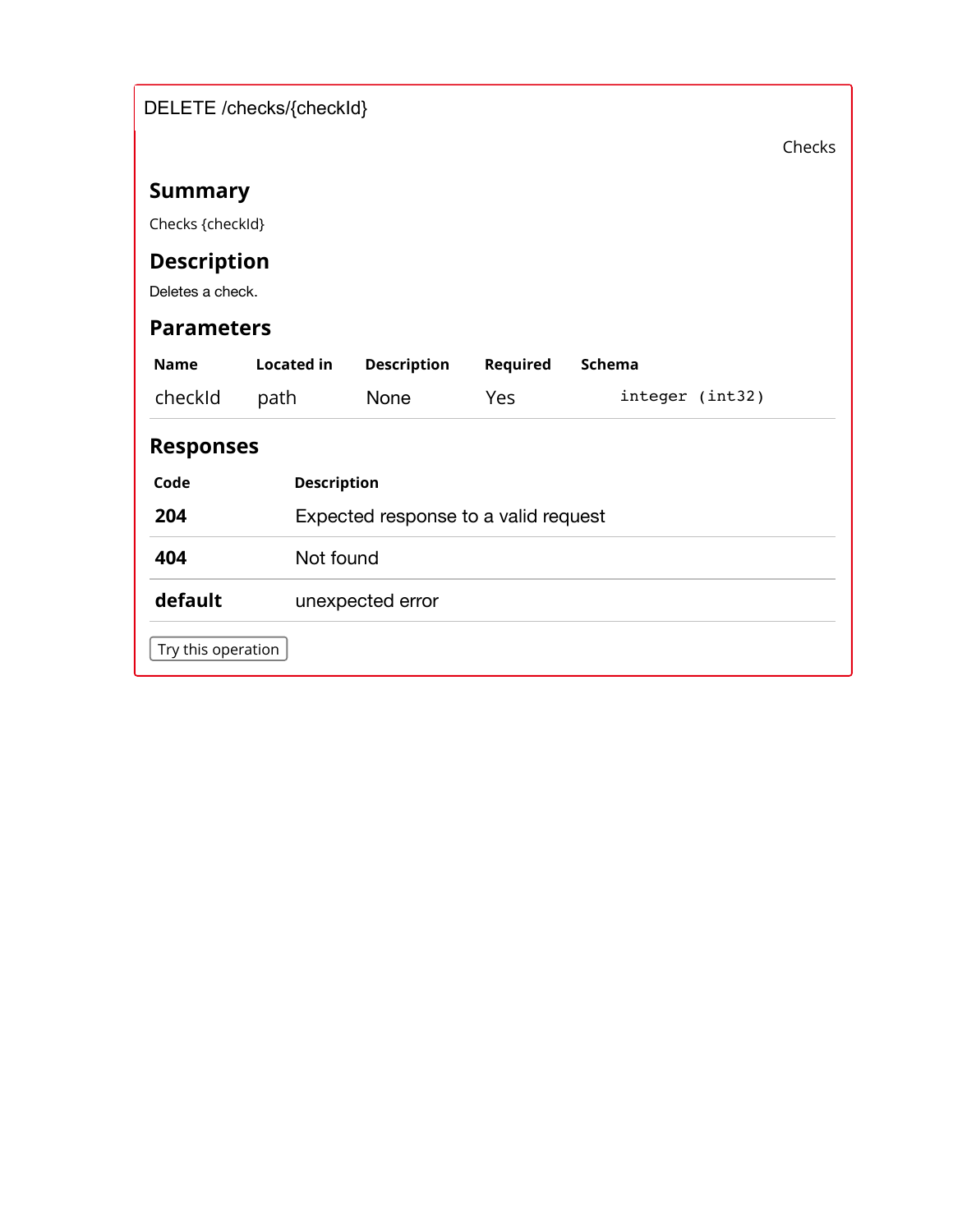DELETE /checks/{checkId}

Checks

## Summary

Checks {checkId}

## Description

Deletes a check.

## Parameters

| Name | Located in | Description | Required | Schema |
| --- | --- | --- | --- | --- |
| checkId | path | None | Yes | `integer (int32)` |

## Responses

| Code | Description |
| --- | --- |
| **204** | Expected response to a valid request |
| **404** | Not found |
| **default** | unexpected error |

Try this operation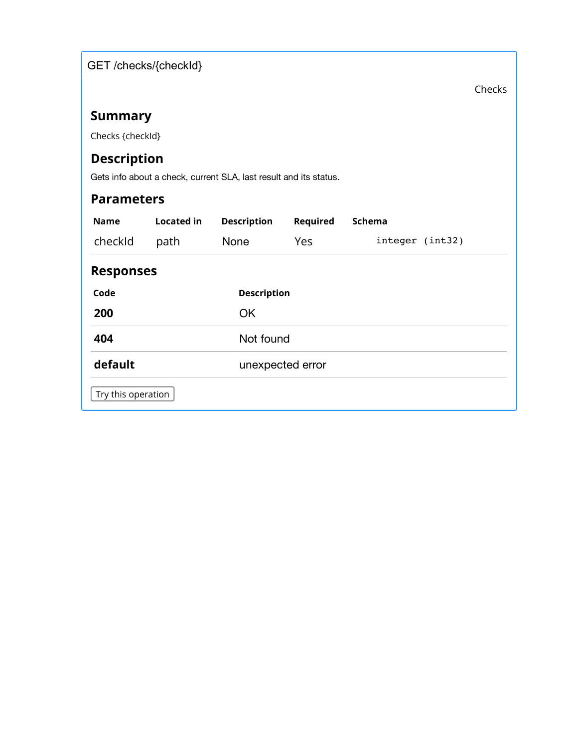GET /checks/{checkId}

Checks

## Summary

Checks {checkId}

## Description

Gets info about a check, current SLA, last result and its status.

## Parameters

| Name | Located in | Description | Required | Schema |
| --- | --- | --- | --- | --- |
| checkId | path | None | Yes | `integer (int32)` |

## Responses

| Code | Description |
| --- | --- |
| **200** | OK |
| **404** | Not found |
| **default** | unexpected error |

Try this operation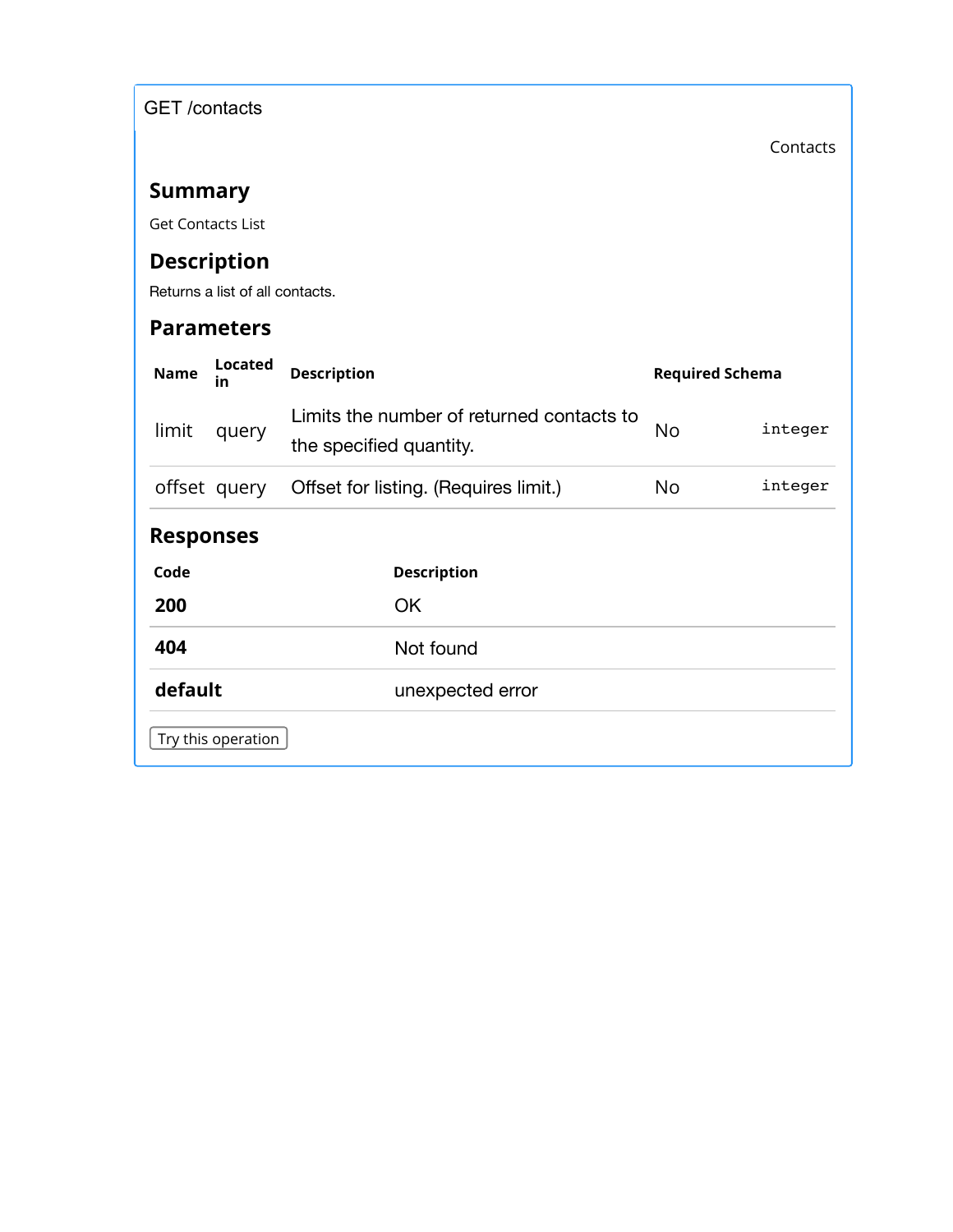GET /contacts

Contacts

## Summary

Get Contacts List

## Description

Returns a list of all contacts.

## Parameters

| Name | Located in | Description | Required | Schema |
|---|---|---|---|---|
| limit | query | Limits the number of returned contacts to the specified quantity. | No | `integer` |
| offset | query | Offset for listing. (Requires limit.) | No | `integer` |

## Responses

| Code | Description |
|---|---|
| **200** | OK |
| **404** | Not found |
| **default** | unexpected error |

Try this operation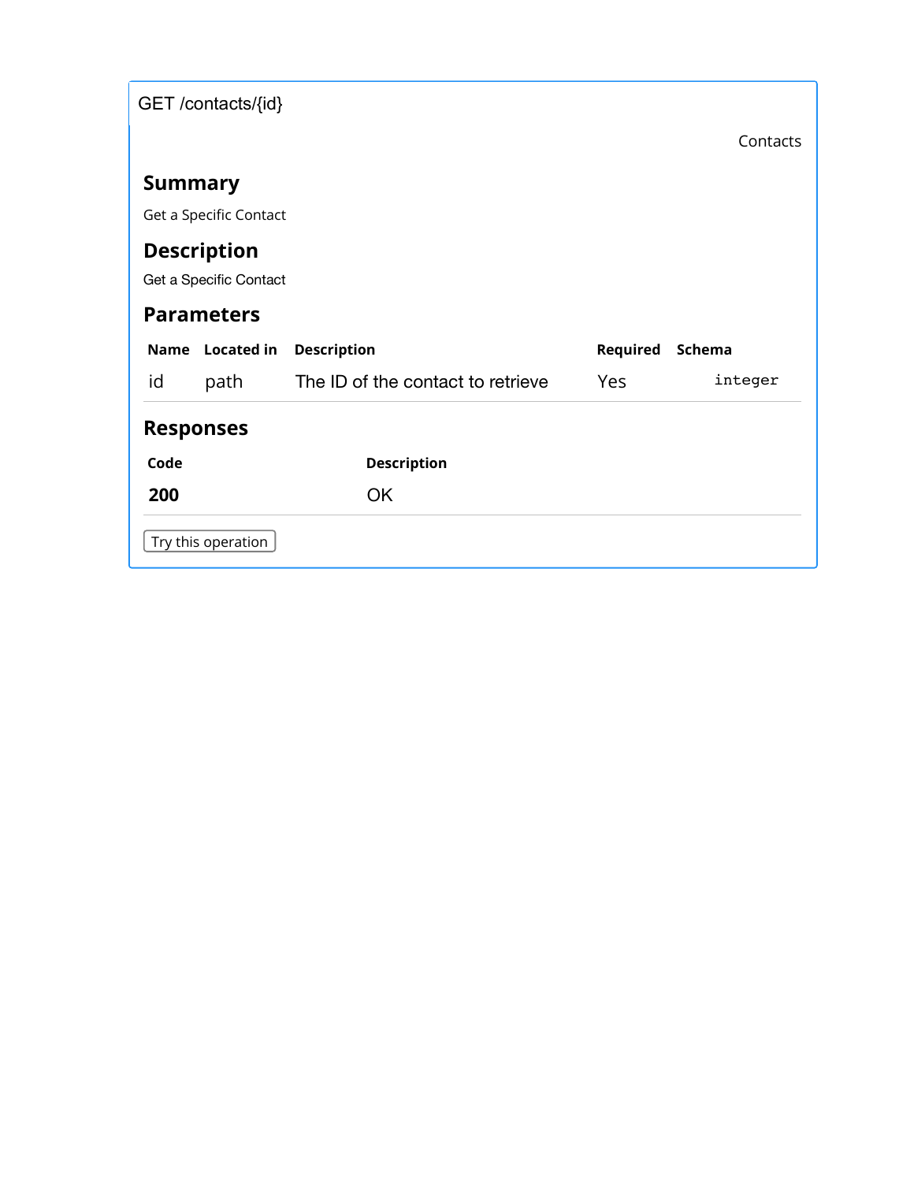GET /contacts/{id}

Contacts

## Summary

Get a Specific Contact

## Description

Get a Specific Contact

## Parameters

| Name | Located in | Description | Required | Schema |
| --- | --- | --- | --- | --- |
| id | path | The ID of the contact to retrieve | Yes | integer |

## Responses

| Code | Description |
| --- | --- |
| **200** | OK |

Try this operation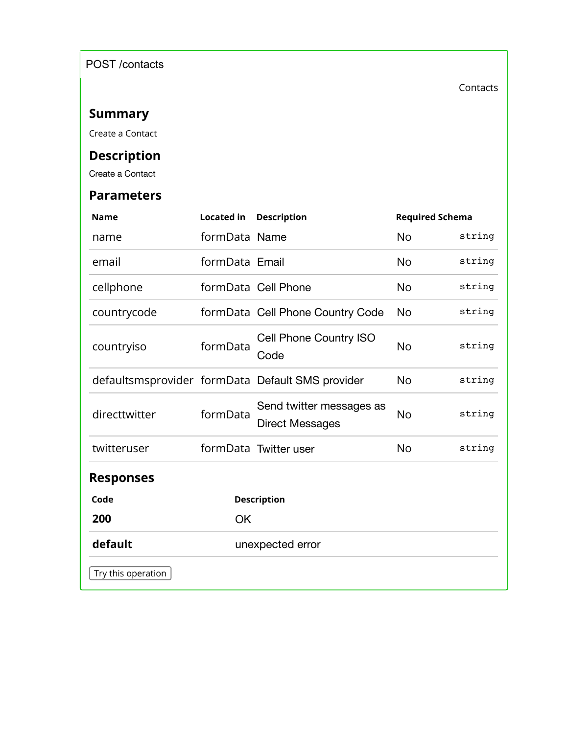POST /contacts

Contacts

### Summary

Create a Contact

### Description

Create a Contact

### Parameters

| Name | Located in | Description | Required | Schema |
|---|---|---|---|---|
| name | formData | Name | No | string |
| email | formData | Email | No | string |
| cellphone | formData | Cell Phone | No | string |
| countrycode | formData | Cell Phone Country Code | No | string |
| countryiso | formData | Cell Phone Country ISO Code | No | string |
| defaultsmsprovider | formData | Default SMS provider | No | string |
| directtwitter | formData | Send twitter messages as Direct Messages | No | string |
| twitteruser | formData | Twitter user | No | string |

### Responses

| Code | Description |
|---|---|
| **200** | OK |
| **default** | unexpected error |

Try this operation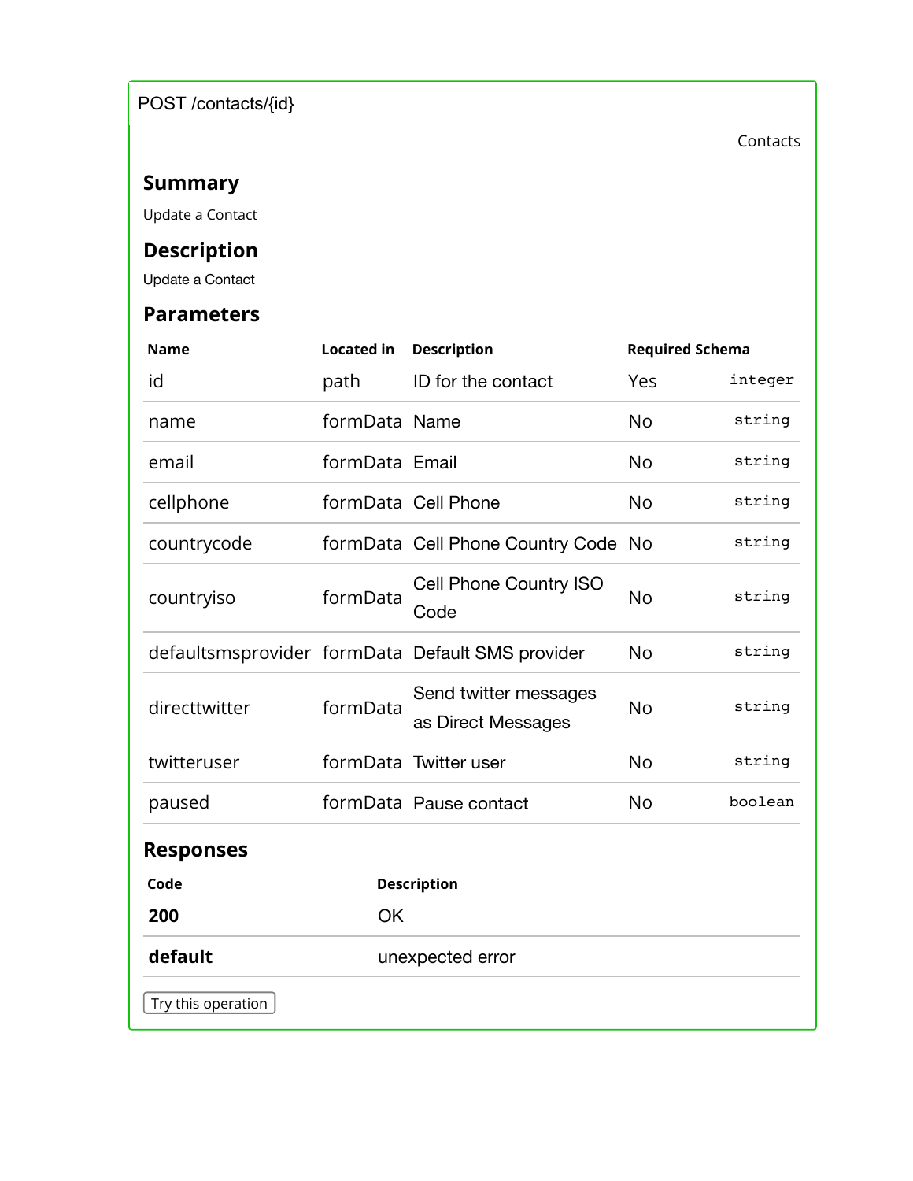POST /contacts/{id}

Contacts

### Summary

Update a Contact

### Description

Update a Contact

### Parameters

| Name | Located in | Description | Required | Schema |
|---|---|---|---|---|
| id | path | ID for the contact | Yes | integer |
| name | formData | Name | No | string |
| email | formData | Email | No | string |
| cellphone | formData | Cell Phone | No | string |
| countrycode | formData | Cell Phone Country Code | No | string |
| countryiso | formData | Cell Phone Country ISO Code | No | string |
| defaultsmsprovider | formData | Default SMS provider | No | string |
| directtwitter | formData | Send twitter messages as Direct Messages | No | string |
| twitteruser | formData | Twitter user | No | string |
| paused | formData | Pause contact | No | boolean |

### Responses

| Code | Description |
|---|---|
| **200** | OK |
| **default** | unexpected error |

Try this operation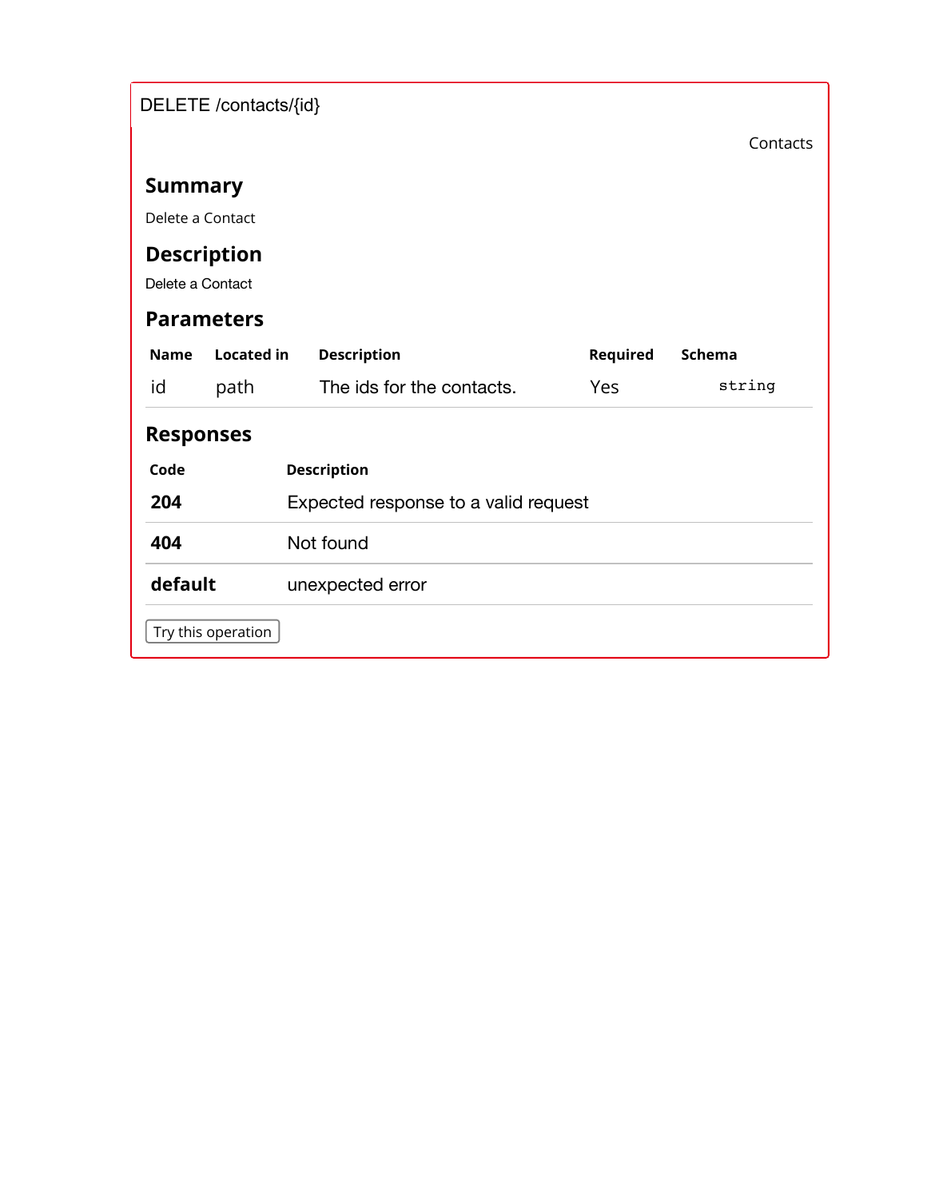DELETE /contacts/{id}

Contacts

## Summary

Delete a Contact

## Description

Delete a Contact

## Parameters

| Name | Located in | Description | Required | Schema |
| --- | --- | --- | --- | --- |
| id | path | The ids for the contacts. | Yes | string |

## Responses

| Code | Description |
| --- | --- |
| **204** | Expected response to a valid request |
| **404** | Not found |
| **default** | unexpected error |

Try this operation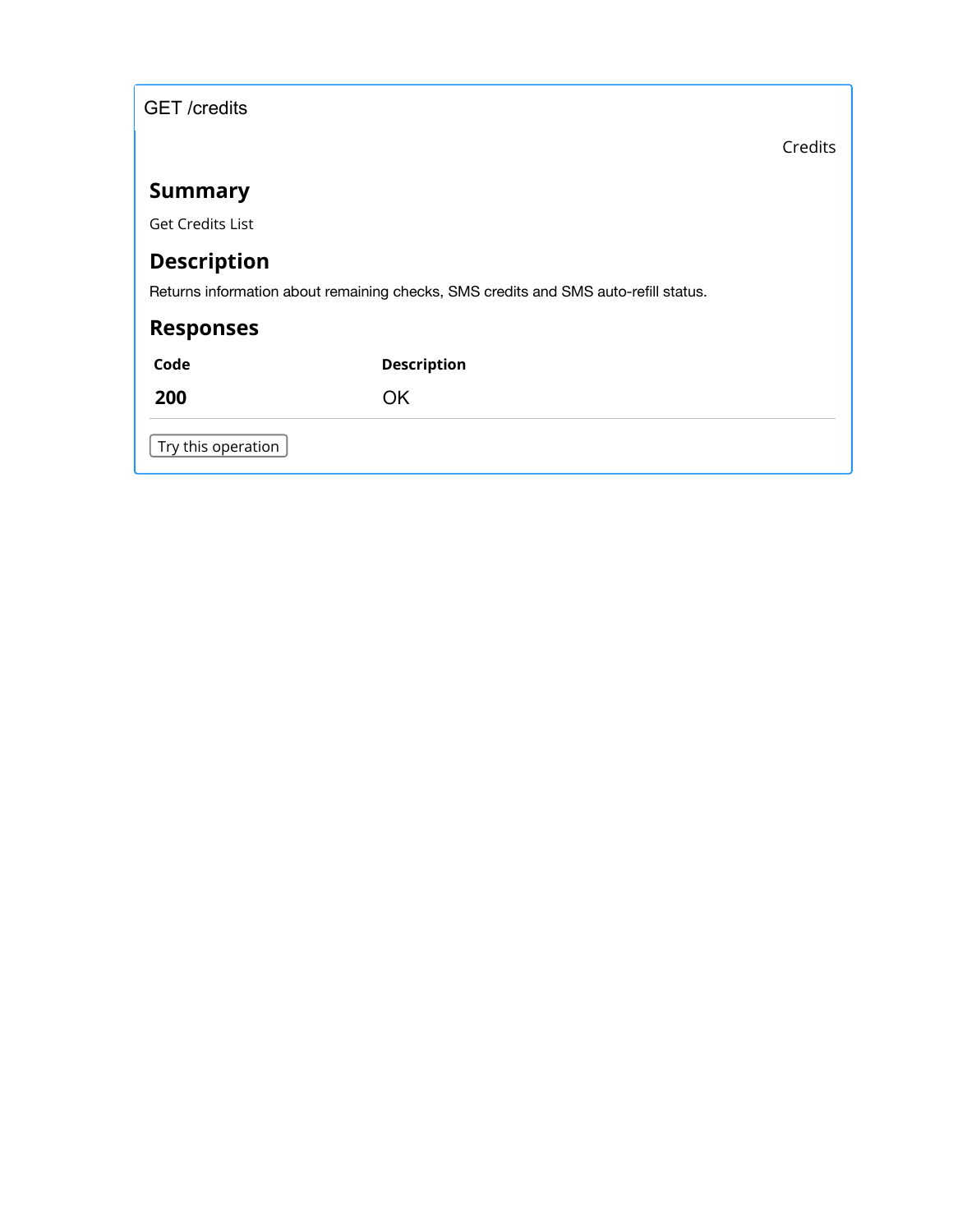GET /credits

Credits

## Summary

Get Credits List

## Description

Returns information about remaining checks, SMS credits and SMS auto-refill status.

## Responses

| Code | Description |
| --- | --- |
| **200** | OK |

Try this operation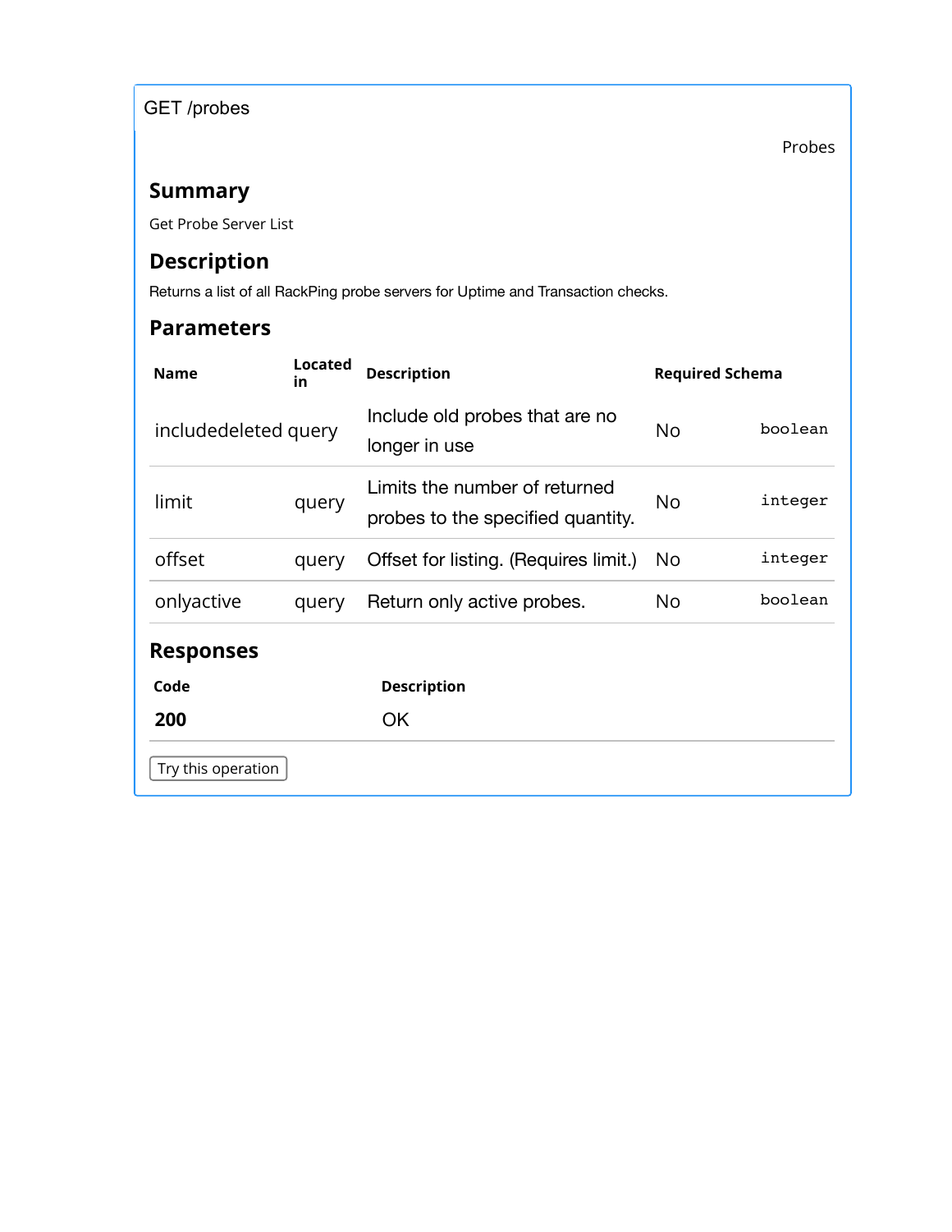GET /probes

Probes

## Summary

Get Probe Server List

## Description

Returns a list of all RackPing probe servers for Uptime and Transaction checks.

## Parameters

| Name | Located in | Description | Required | Schema |
|---|---|---|---|---|
| includedeleted | query | Include old probes that are no longer in use | No | `boolean` |
| limit | query | Limits the number of returned probes to the specified quantity. | No | `integer` |
| offset | query | Offset for listing. (Requires limit.) | No | `integer` |
| onlyactive | query | Return only active probes. | No | `boolean` |

## Responses

| Code | Description |
|---|---|
| **200** | OK |

Try this operation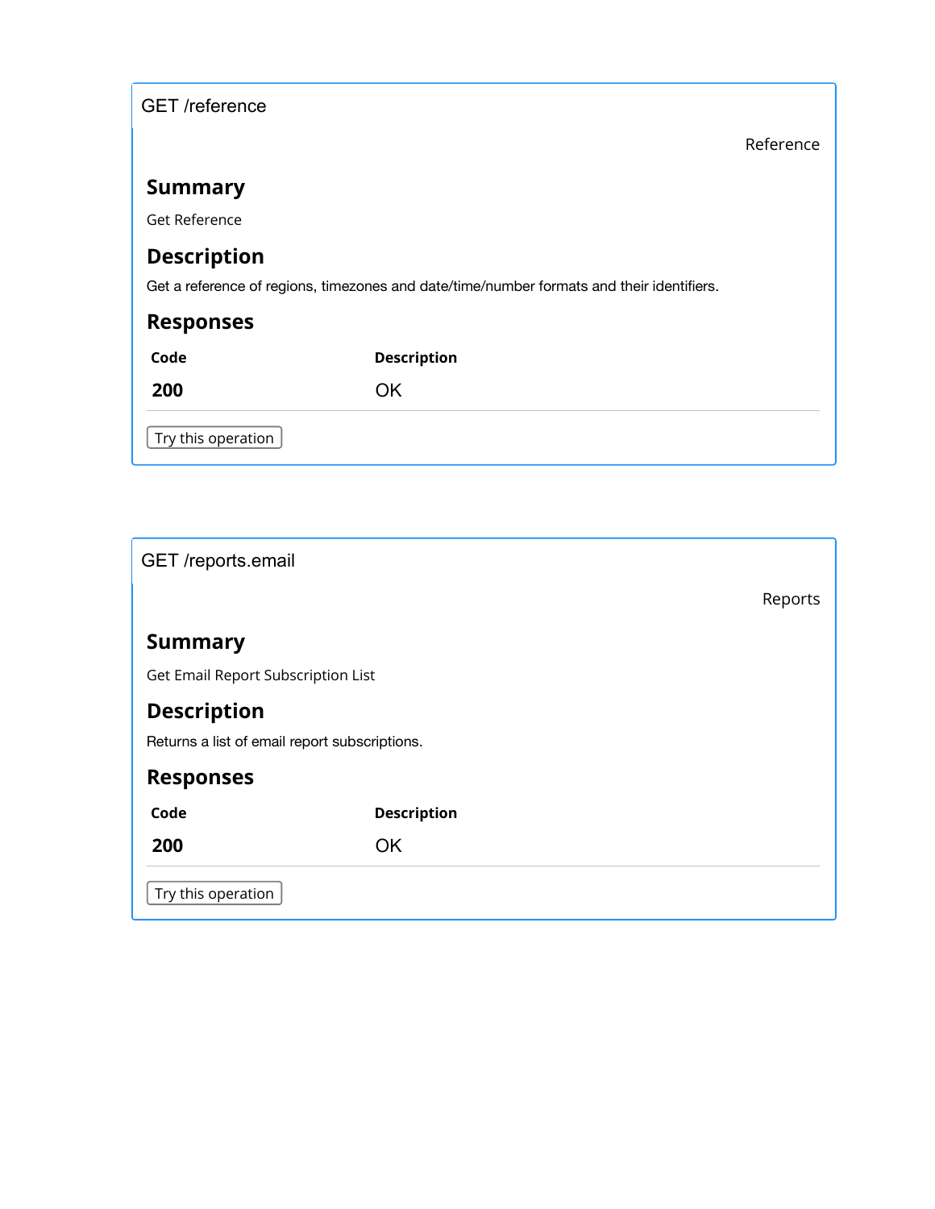## GET /reference

Reference

### Summary

Get Reference

### Description

Get a reference of regions, timezones and date/time/number formats and their identifiers.

### Responses

| Code | Description |
| --- | --- |
| 200 | OK |

Try this operation

## GET /reports.email

Reports

### Summary

Get Email Report Subscription List

### Description

Returns a list of email report subscriptions.

### Responses

| Code | Description |
| --- | --- |
| 200 | OK |

Try this operation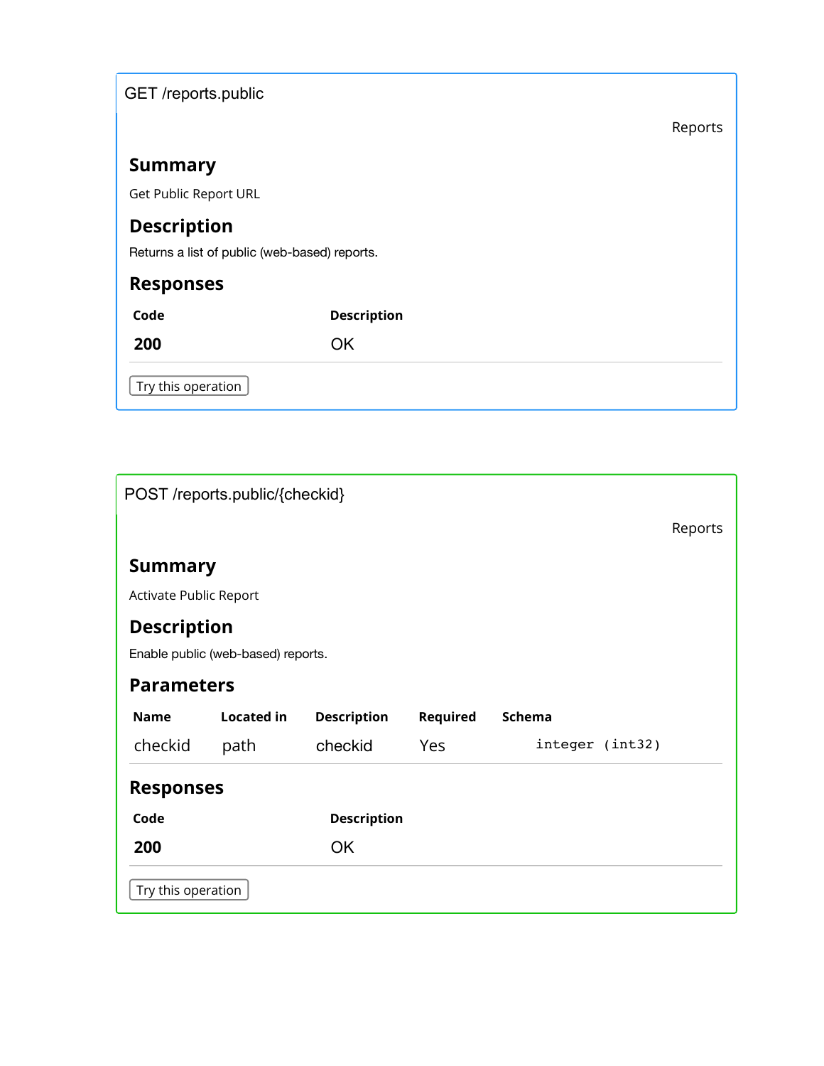## GET /reports.public

Reports

### Summary

Get Public Report URL

### Description

Returns a list of public (web-based) reports.

### Responses

| Code | Description |
| --- | --- |
| 200 | OK |

Try this operation

## POST /reports.public/{checkid}

Reports

### Summary

Activate Public Report

### Description

Enable public (web-based) reports.

### Parameters

| Name | Located in | Description | Required | Schema |
| --- | --- | --- | --- | --- |
| checkid | path | checkid | Yes | `integer (int32)` |

### Responses

| Code | Description |
| --- | --- |
| 200 | OK |

Try this operation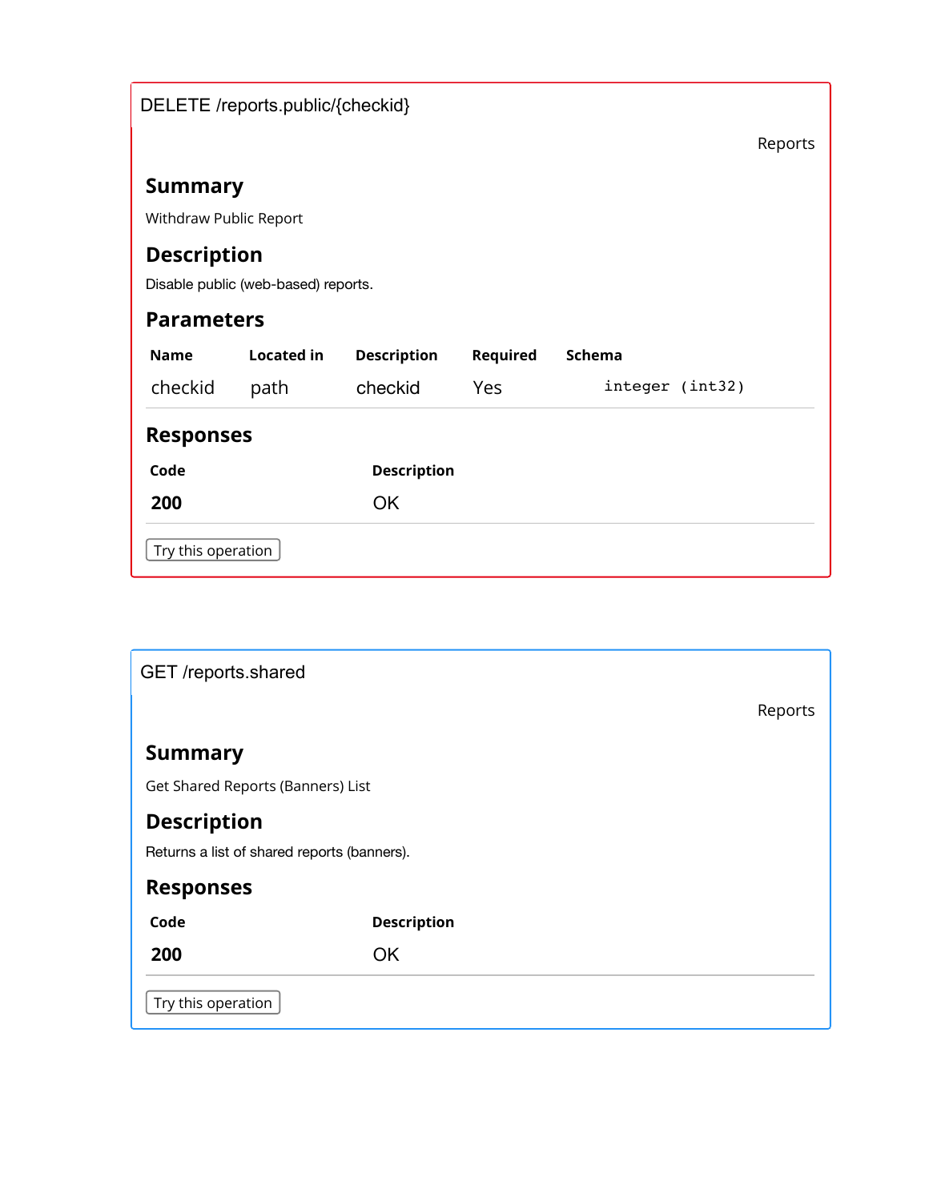DELETE /reports.public/{checkid}

Reports

## Summary

Withdraw Public Report

## Description

Disable public (web-based) reports.

## Parameters

| Name | Located in | Description | Required | Schema |
| --- | --- | --- | --- | --- |
| checkid | path | checkid | Yes | `integer (int32)` |

## Responses

| Code | Description |
| --- | --- |
| **200** | OK |

Try this operation

GET /reports.shared

Reports

## Summary

Get Shared Reports (Banners) List

## Description

Returns a list of shared reports (banners).

## Responses

| Code | Description |
| --- | --- |
| **200** | OK |

Try this operation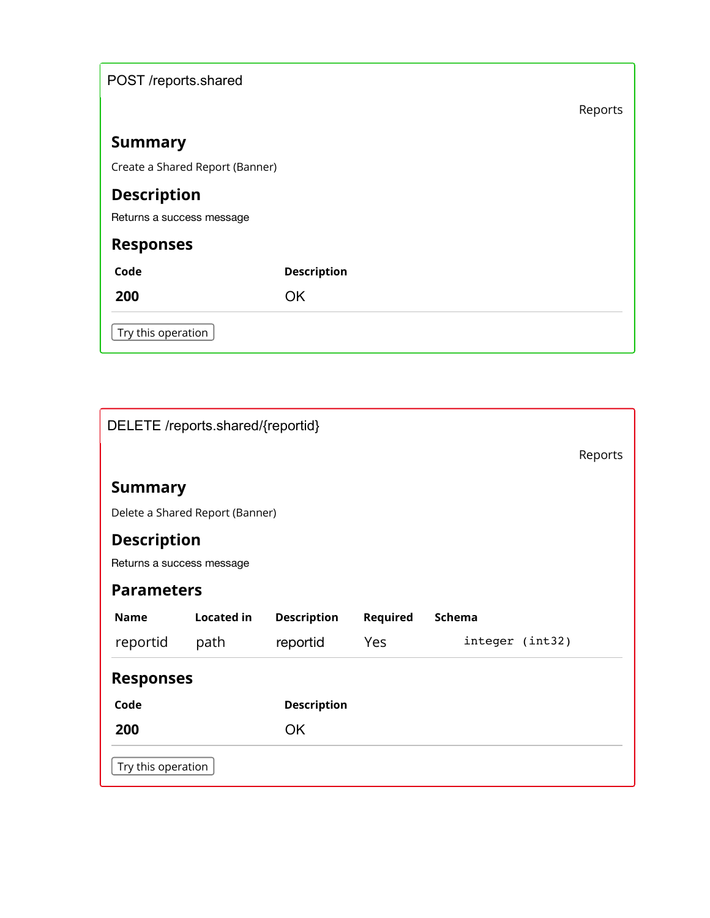## POST /reports.shared

Reports

### Summary

Create a Shared Report (Banner)

### Description

Returns a success message

### Responses

| Code | Description |
|---|---|
| **200** | OK |

Try this operation

## DELETE /reports.shared/{reportid}

Reports

### Summary

Delete a Shared Report (Banner)

### Description

Returns a success message

### Parameters

| Name | Located in | Description | Required | Schema |
|---|---|---|---|---|
| reportid | path | reportid | Yes | `integer (int32)` |

### Responses

| Code | Description |
|---|---|
| **200** | OK |

Try this operation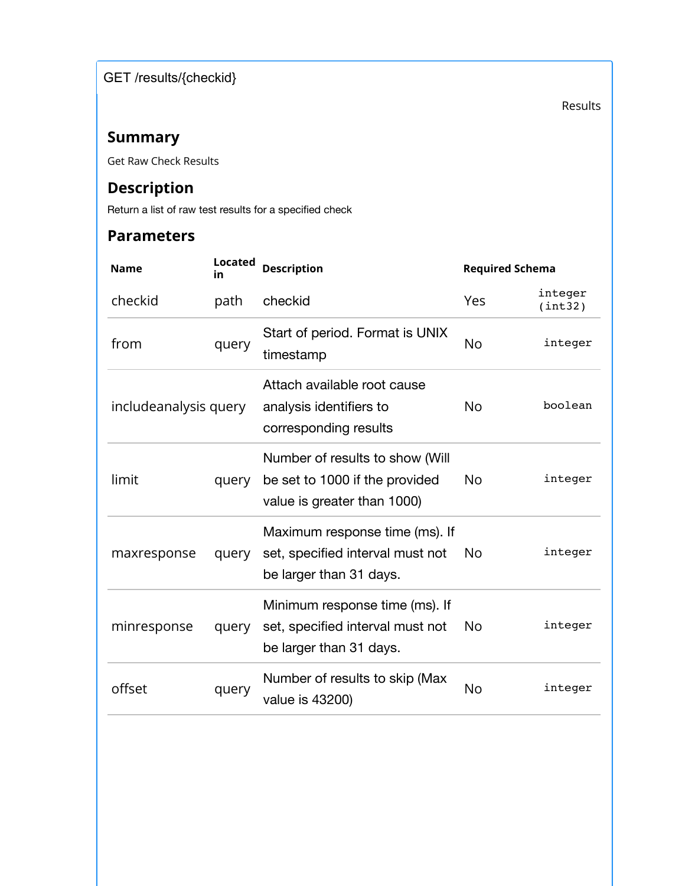GET /results/{checkid}

Results

### Summary

Get Raw Check Results

### Description

Return a list of raw test results for a specified check

### Parameters

| Name | Located in | Description | Required | Schema |
| --- | --- | --- | --- | --- |
| checkid | path | checkid | Yes | integer (int32) |
| from | query | Start of period. Format is UNIX timestamp | No | integer |
| includeanalysis | query | Attach available root cause analysis identifiers to corresponding results | No | boolean |
| limit | query | Number of results to show (Will be set to 1000 if the provided value is greater than 1000) | No | integer |
| maxresponse | query | Maximum response time (ms). If set, specified interval must not be larger than 31 days. | No | integer |
| minresponse | query | Minimum response time (ms). If set, specified interval must not be larger than 31 days. | No | integer |
| offset | query | Number of results to skip (Max value is 43200) | No | integer |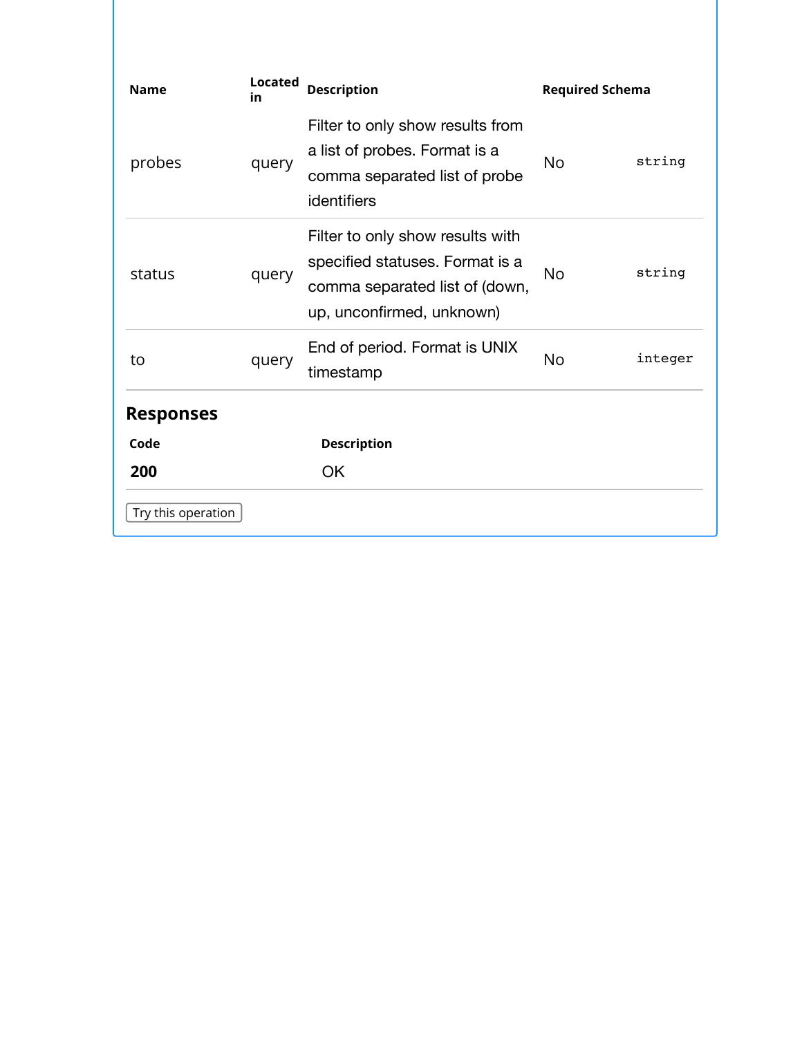| Name | Located in | Description | Required | Schema |
| --- | --- | --- | --- | --- |
| probes | query | Filter to only show results from a list of probes. Format is a comma separated list of probe identifiers | No | string |
| status | query | Filter to only show results with specified statuses. Format is a comma separated list of (down, up, unconfirmed, unknown) | No | string |
| to | query | End of period. Format is UNIX timestamp | No | integer |

### Responses

| Code | Description |
| --- | --- |
| **200** | OK |

Try this operation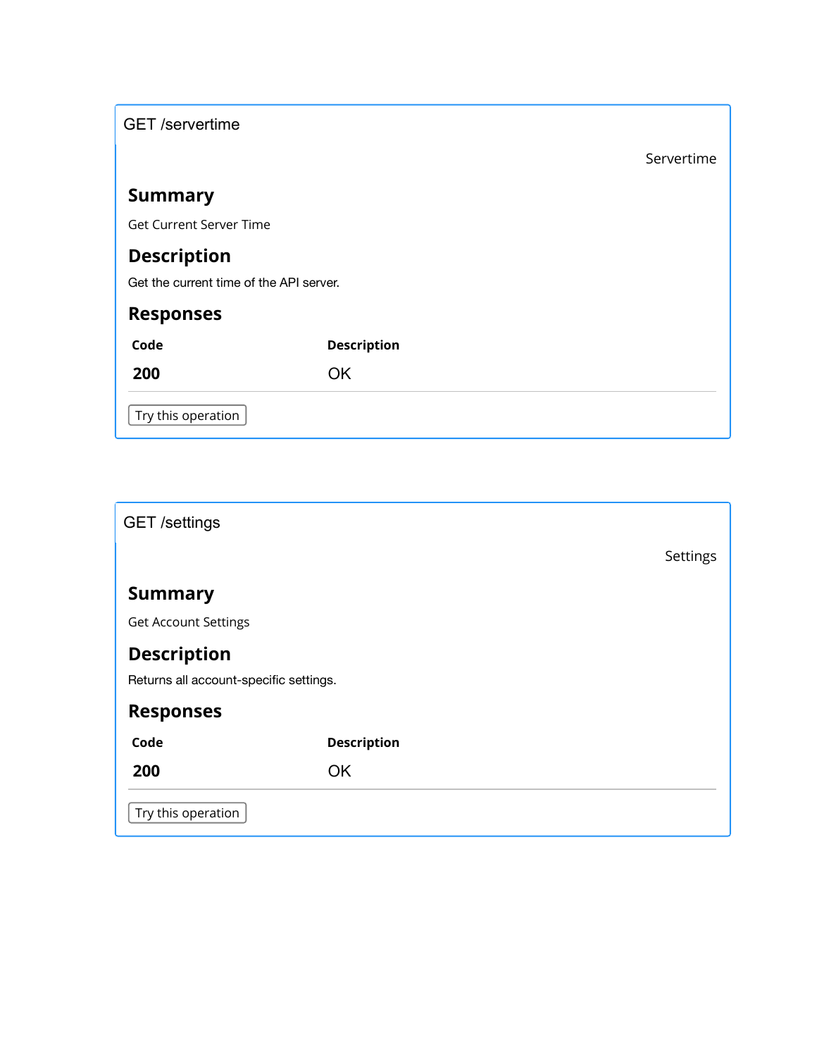GET /servertime

Servertime

### Summary

Get Current Server Time

### Description

Get the current time of the API server.

### Responses

| Code | Description |
| --- | --- |
| 200 | OK |

Try this operation

GET /settings

Settings

### Summary

Get Account Settings

### Description

Returns all account-specific settings.

### Responses

| Code | Description |
| --- | --- |
| 200 | OK |

Try this operation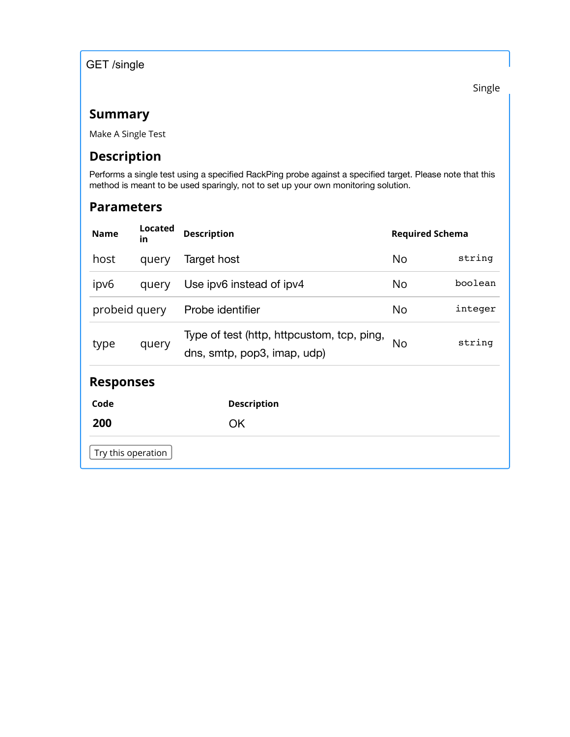GET /single

Single

## Summary

Make A Single Test

## Description

Performs a single test using a specified RackPing probe against a specified target. Please note that this method is meant to be used sparingly, not to set up your own monitoring solution.

## Parameters

| Name | Located in | Description | Required | Schema |
| --- | --- | --- | --- | --- |
| host | query | Target host | No | `string` |
| ipv6 | query | Use ipv6 instead of ipv4 | No | `boolean` |
| probeid | query | Probe identifier | No | `integer` |
| type | query | Type of test (http, httpcustom, tcp, ping, dns, smtp, pop3, imap, udp) | No | `string` |

## Responses

| Code | Description |
| --- | --- |
| **200** | OK |

Try this operation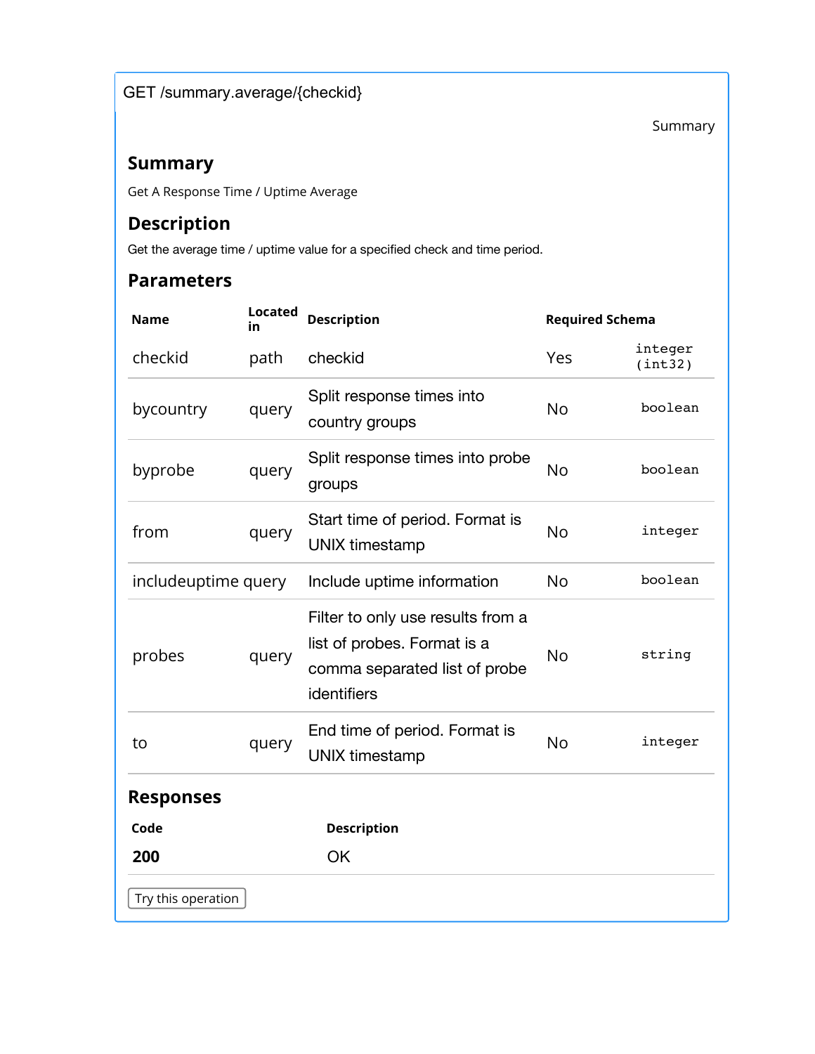GET /summary.average/{checkid}

Summary

## Summary

Get A Response Time / Uptime Average

## Description

Get the average time / uptime value for a specified check and time period.

## Parameters

| Name | Located in | Description | Required | Schema |
|---|---|---|---|---|
| checkid | path | checkid | Yes | integer (int32) |
| bycountry | query | Split response times into country groups | No | boolean |
| byprobe | query | Split response times into probe groups | No | boolean |
| from | query | Start time of period. Format is UNIX timestamp | No | integer |
| includeuptime | query | Include uptime information | No | boolean |
| probes | query | Filter to only use results from a list of probes. Format is a comma separated list of probe identifiers | No | string |
| to | query | End time of period. Format is UNIX timestamp | No | integer |

## Responses

| Code | Description |
|---|---|
| **200** | OK |

Try this operation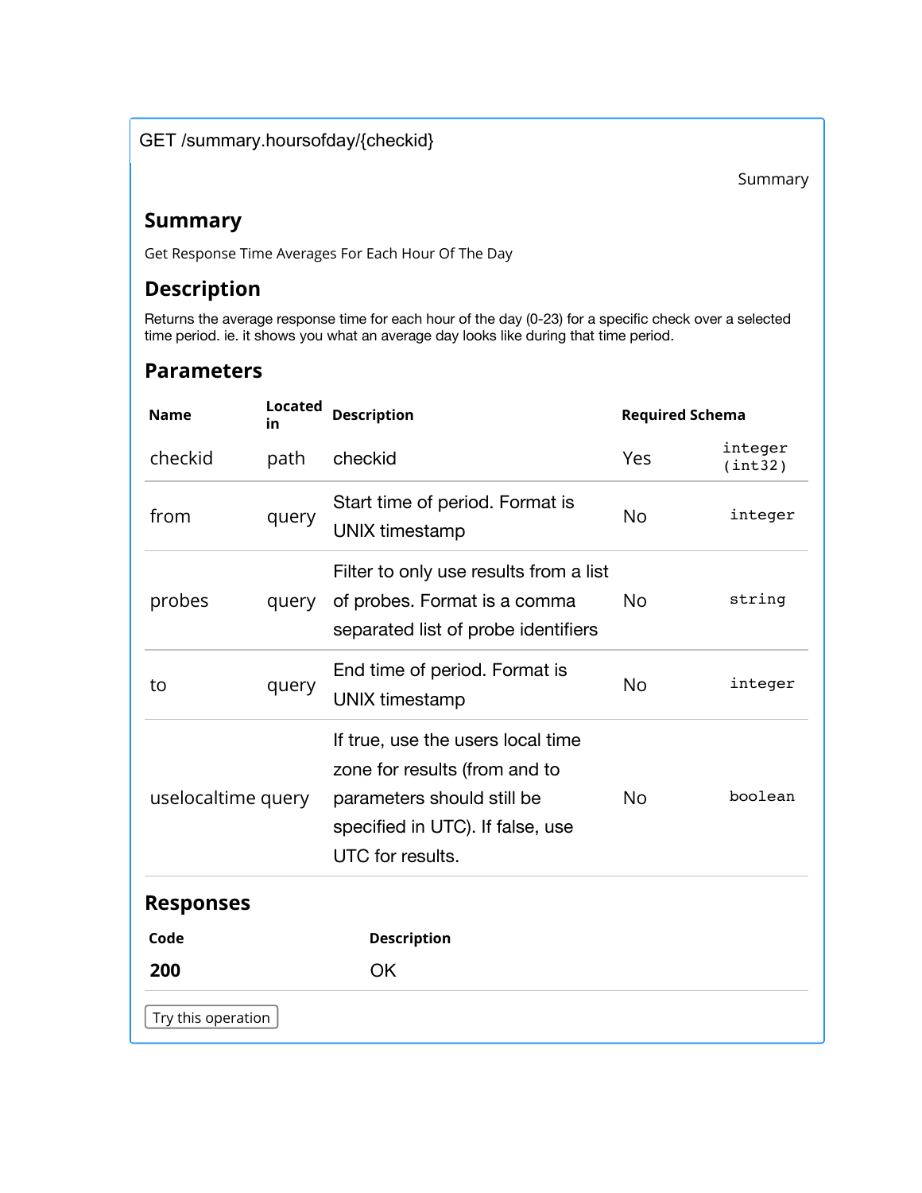GET /summary.hoursofday/{checkid}

Summary

## Summary

Get Response Time Averages For Each Hour Of The Day

## Description

Returns the average response time for each hour of the day (0-23) for a specific check over a selected time period. ie. it shows you what an average day looks like during that time period.

## Parameters

| Name | Located in | Description | Required | Schema |
|---|---|---|---|---|
| checkid | path | checkid | Yes | integer (int32) |
| from | query | Start time of period. Format is UNIX timestamp | No | integer |
| probes | query | Filter to only use results from a list of probes. Format is a comma separated list of probe identifiers | No | string |
| to | query | End time of period. Format is UNIX timestamp | No | integer |
| uselocaltime | query | If true, use the users local time zone for results (from and to parameters should still be specified in UTC). If false, use UTC for results. | No | boolean |

## Responses

| Code | Description |
|---|---|
| **200** | OK |

Try this operation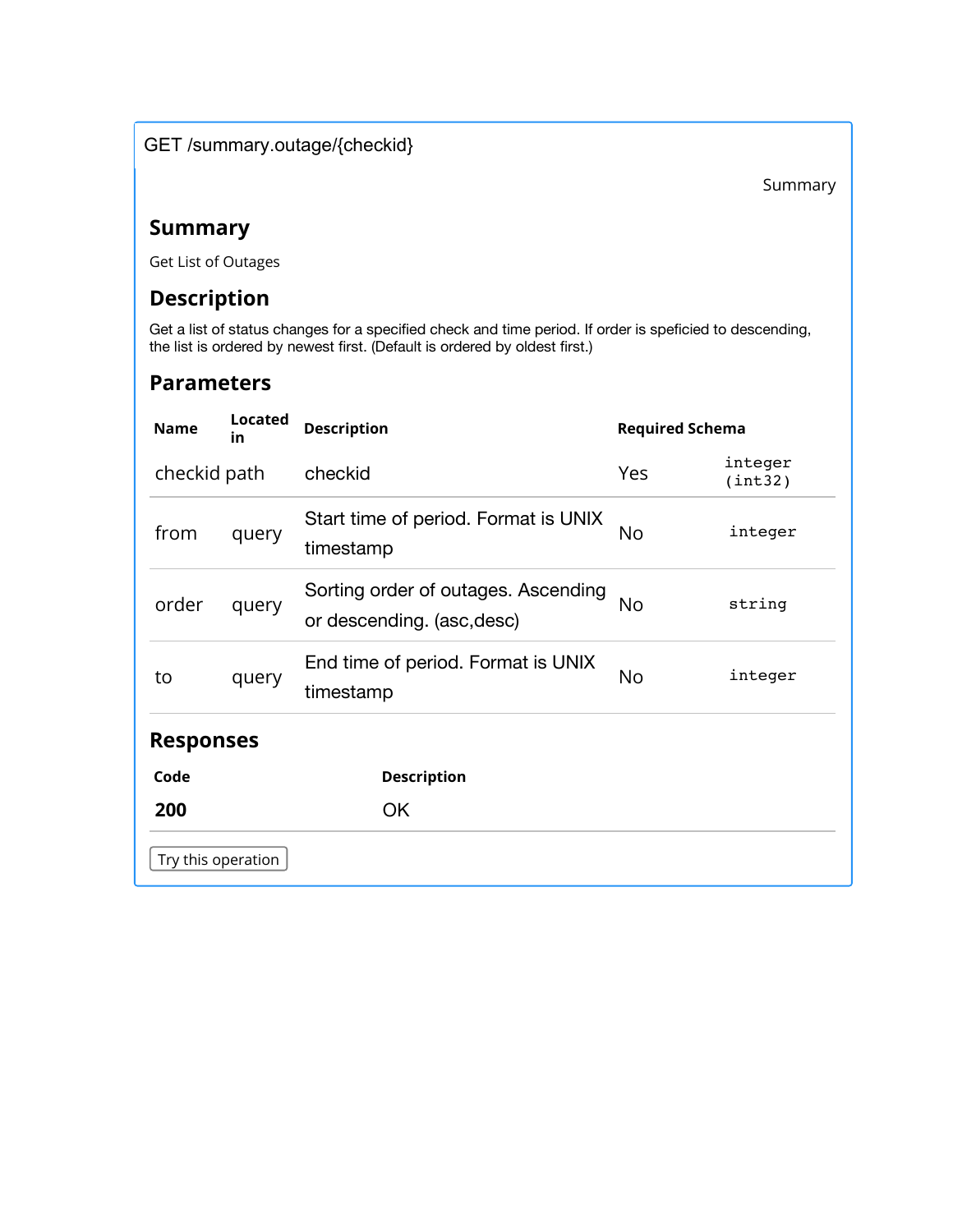GET /summary.outage/{checkid}

Summary

## Summary

Get List of Outages

## Description

Get a list of status changes for a specified check and time period. If order is speficied to descending, the list is ordered by newest first. (Default is ordered by oldest first.)

## Parameters

| Name | Located in | Description | Required | Schema |
|---|---|---|---|---|
| checkid | path | checkid | Yes | `integer (int32)` |
| from | query | Start time of period. Format is UNIX timestamp | No | `integer` |
| order | query | Sorting order of outages. Ascending or descending. (asc,desc) | No | `string` |
| to | query | End time of period. Format is UNIX timestamp | No | `integer` |

## Responses

| Code | Description |
|---|---|
| **200** | OK |

Try this operation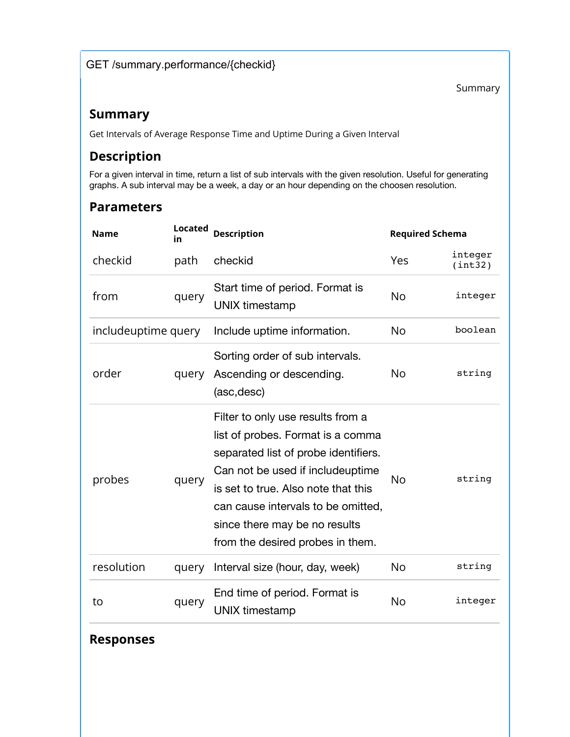GET /summary.performance/{checkid}

Summary

## Summary

Get Intervals of Average Response Time and Uptime During a Given Interval

## Description

For a given interval in time, return a list of sub intervals with the given resolution. Useful for generating graphs. A sub interval may be a week, a day or an hour depending on the choosen resolution.

## Parameters

| Name | Located in | Description | Required | Schema |
|---|---|---|---|---|
| checkid | path | checkid | Yes | integer (int32) |
| from | query | Start time of period. Format is UNIX timestamp | No | integer |
| includeuptime | query | Include uptime information. | No | boolean |
| order | query | Sorting order of sub intervals. Ascending or descending. (asc,desc) | No | string |
| probes | query | Filter to only use results from a list of probes. Format is a comma separated list of probe identifiers. Can not be used if includeuptime is set to true. Also note that this can cause intervals to be omitted, since there may be no results from the desired probes in them. | No | string |
| resolution | query | Interval size (hour, day, week) | No | string |
| to | query | End time of period. Format is UNIX timestamp | No | integer |

## Responses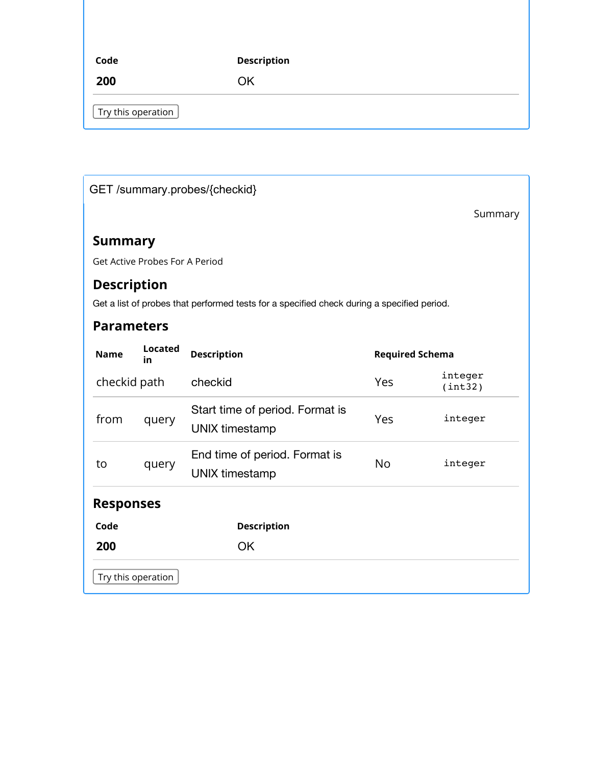| Code | Description |
|---|---|
| **200** | OK |

Try this operation

GET /summary.probes/{checkid}

Summary

## Summary

Get Active Probes For A Period

## Description

Get a list of probes that performed tests for a specified check during a specified period.

## Parameters

| Name | Located in | Description | Required | Schema |
|---|---|---|---|---|
| checkid | path | checkid | Yes | `integer (int32)` |
| from | query | Start time of period. Format is UNIX timestamp | Yes | `integer` |
| to | query | End time of period. Format is UNIX timestamp | No | `integer` |

## Responses

| Code | Description |
|---|---|
| **200** | OK |

Try this operation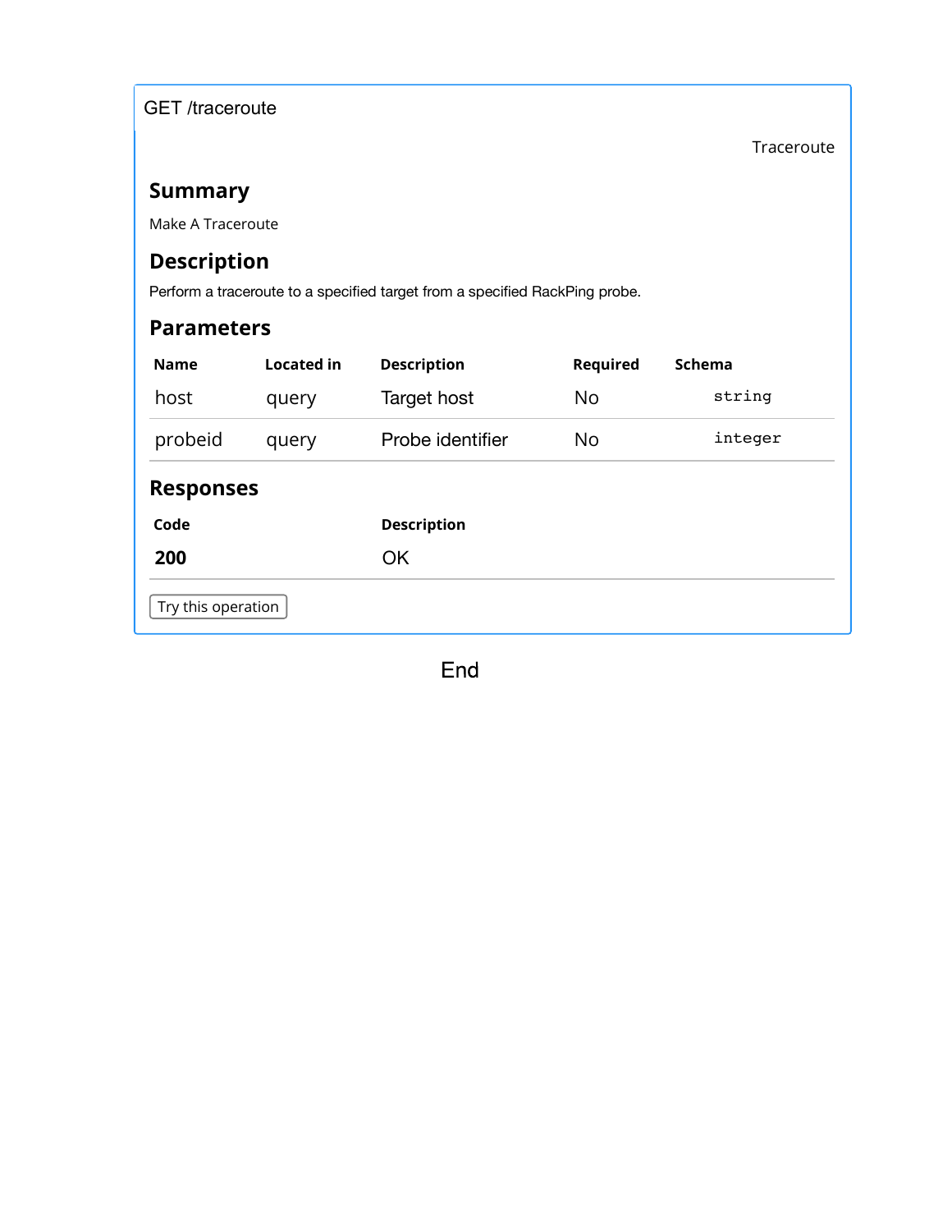GET /traceroute

Traceroute

### Summary

Make A Traceroute

### Description

Perform a traceroute to a specified target from a specified RackPing probe.

### Parameters

| Name | Located in | Description | Required | Schema |
|---|---|---|---|---|
| host | query | Target host | No | `string` |
| probeid | query | Probe identifier | No | `integer` |

### Responses

| Code | Description |
|---|---|
| **200** | OK |

Try this operation

End